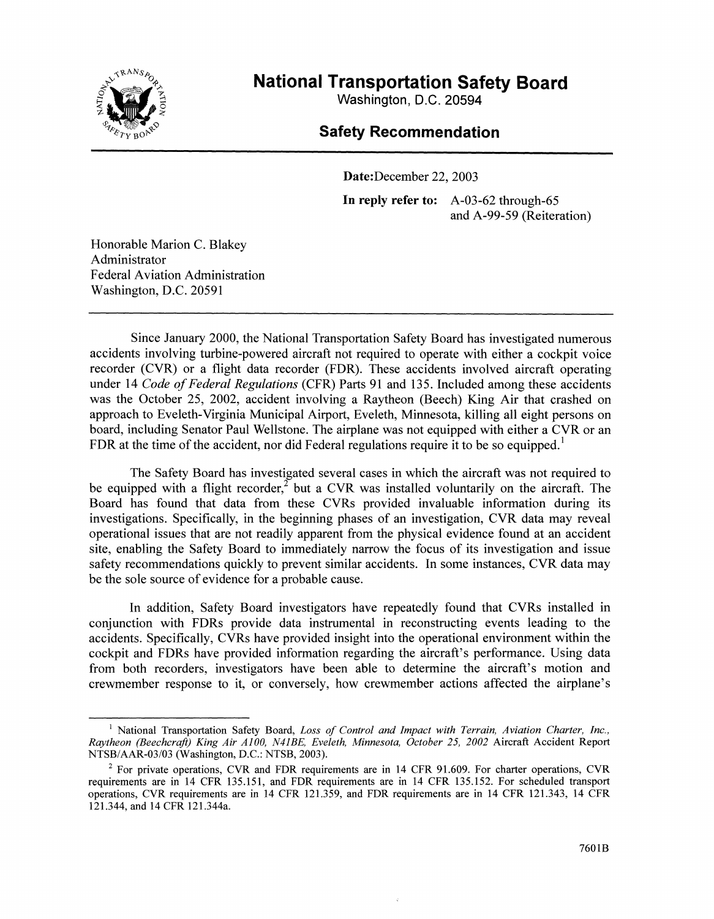# National Transportation Safety Board

Washington, D.C. 20594

## Safety Recommendation

**Date:** December 22, 2003

**In reply to refer to:** A-03-62 through-65 and A-99-59 (Reiteration)

Honorable Marion C. Blakey
Administrator
Federal Aviation Administration
Washington, D.C. 20591

---

Since January 2000, the National Transportation Safety Board has investigated numerous accidents involving turbine-powered aircraft not required to operate with either a cockpit voice recorder (CVR) or a flight data recorder (FDR). These accidents involved aircraft operating under 14 *Code of Federal Regulations* (CFR) Parts 91 and 135. Included among these accidents was the October 25, 2002, accident involving a Raytheon (Beech) King Air that crashed on approach to Eveleth-Virginia Municipal Airport, Eveleth, Minnesota, killing all eight persons on board, including Senator Paul Wellstone. The airplane was not equipped with either a CVR or an FDR at the time of the accident, nor did Federal regulations require it to be so equipped.[1]

The Safety Board has investigated several cases in which the aircraft was not required to be equipped with a flight recorder,[2] but a CVR was installed voluntarily on the aircraft. The Board has found that data from these CVRs provided invaluable information during its investigations. Specifically, in the beginning phases of an investigation, CVR data may reveal operational issues that are not readily apparent from the physical evidence found at an accident site, enabling the Safety Board to immediately narrow the focus of its investigation and issue safety recommendations quickly to prevent similar accidents. In some instances, CVR data may be the sole source of evidence for a probable cause.

In addition, Safety Board investigators have repeatedly found that CVRs installed in conjunction with FDRs provide data instrumental in reconstructing events leading to the accidents. Specifically, CVRs have provided insight into the operational environment within the cockpit and FDRs have provided information regarding the aircraft's performance. Using data from both recorders, investigators have been able to determine the aircraft's motion and crewmember response to it, or conversely, how crewmember actions affected the airplane's

---

[1] National Transportation Safety Board, *Loss of Control and Impact with Terrain, Aviation Charter, Inc., Raytheon (Beechcraft) King Air A100, N41BE, Eveleth, Minnesota, October 25, 2002* Aircraft Accident Report NTSB/AAR-03/03 (Washington, D.C.: NTSB, 2003).

[2] For private operations, CVR and FDR requirements are in 14 CFR 91.609. For charter operations, CVR requirements are in 14 CFR 135.151, and FDR requirements are in 14 CFR 135.152. For scheduled transport operations, CVR requirements are in 14 CFR 121.359, and FDR requirements are in 14 CFR 121.343, 14 CFR 121.344, and 14 CFR 121.344a.

7601B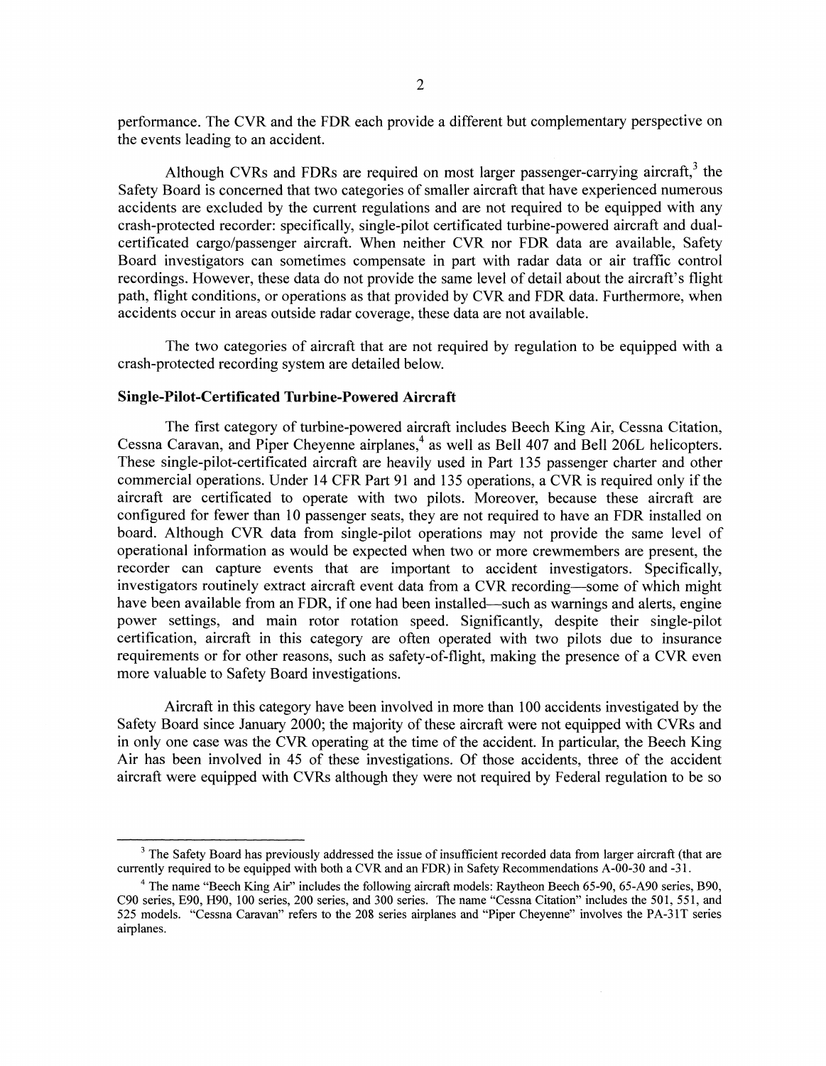performance. The CVR and the FDR each provide a different but complementary perspective on the events leading to an accident.

Although CVRs and FDRs are required on most larger passenger-carrying aircraft,[3] the Safety Board is concerned that two categories of smaller aircraft that have experienced numerous accidents are excluded by the current regulations and are not required to be equipped with any crash-protected recorder: specifically, single-pilot certificated turbine-powered aircraft and dual-certificated cargo/passenger aircraft. When neither CVR nor FDR data are available, Safety Board investigators can sometimes compensate in part with radar data or air traffic control recordings. However, these data do not provide the same level of detail about the aircraft's flight path, flight conditions, or operations as that provided by CVR and FDR data. Furthermore, when accidents occur in areas outside radar coverage, these data are not available.

The two categories of aircraft that are not required by regulation to be equipped with a crash-protected recording system are detailed below.

**Single-Pilot-Certificated Turbine-Powered Aircraft**

The first category of turbine-powered aircraft includes Beech King Air, Cessna Citation, Cessna Caravan, and Piper Cheyenne airplanes,[4] as well as Bell 407 and Bell 206L helicopters. These single-pilot-certificated aircraft are heavily used in Part 135 passenger charter and other commercial operations. Under 14 CFR Part 91 and 135 operations, a CVR is required only if the aircraft are certificated to operate with two pilots. Moreover, because these aircraft are configured for fewer than 10 passenger seats, they are not required to have an FDR installed on board. Although CVR data from single-pilot operations may not provide the same level of operational information as would be expected when two or more crewmembers are present, the recorder can capture events that are important to accident investigators. Specifically, investigators routinely extract aircraft event data from a CVR recording—some of which might have been available from an FDR, if one had been installed—such as warnings and alerts, engine power settings, and main rotor rotation speed. Significantly, despite their single-pilot certification, aircraft in this category are often operated with two pilots due to insurance requirements or for other reasons, such as safety-of-flight, making the presence of a CVR even more valuable to Safety Board investigations.

Aircraft in this category have been involved in more than 100 accidents investigated by the Safety Board since January 2000; the majority of these aircraft were not equipped with CVRs and in only one case was the CVR operating at the time of the accident. In particular, the Beech King Air has been involved in 45 of these investigations. Of those accidents, three of the accident aircraft were equipped with CVRs although they were not required by Federal regulation to be so

---

[3] The Safety Board has previously addressed the issue of insufficient recorded data from larger aircraft (that are currently required to be equipped with both a CVR and an FDR) in Safety Recommendations A-00-30 and -31.

[4] The name "Beech King Air" includes the following aircraft models: Raytheon Beech 65-90, 65-A90 series, B90, C90 series, E90, H90, 100 series, 200 series, and 300 series. The name "Cessna Citation" includes the 501, 551, and 525 models. "Cessna Caravan" refers to the 208 series airplanes and "Piper Cheyenne" involves the PA-31T series airplanes.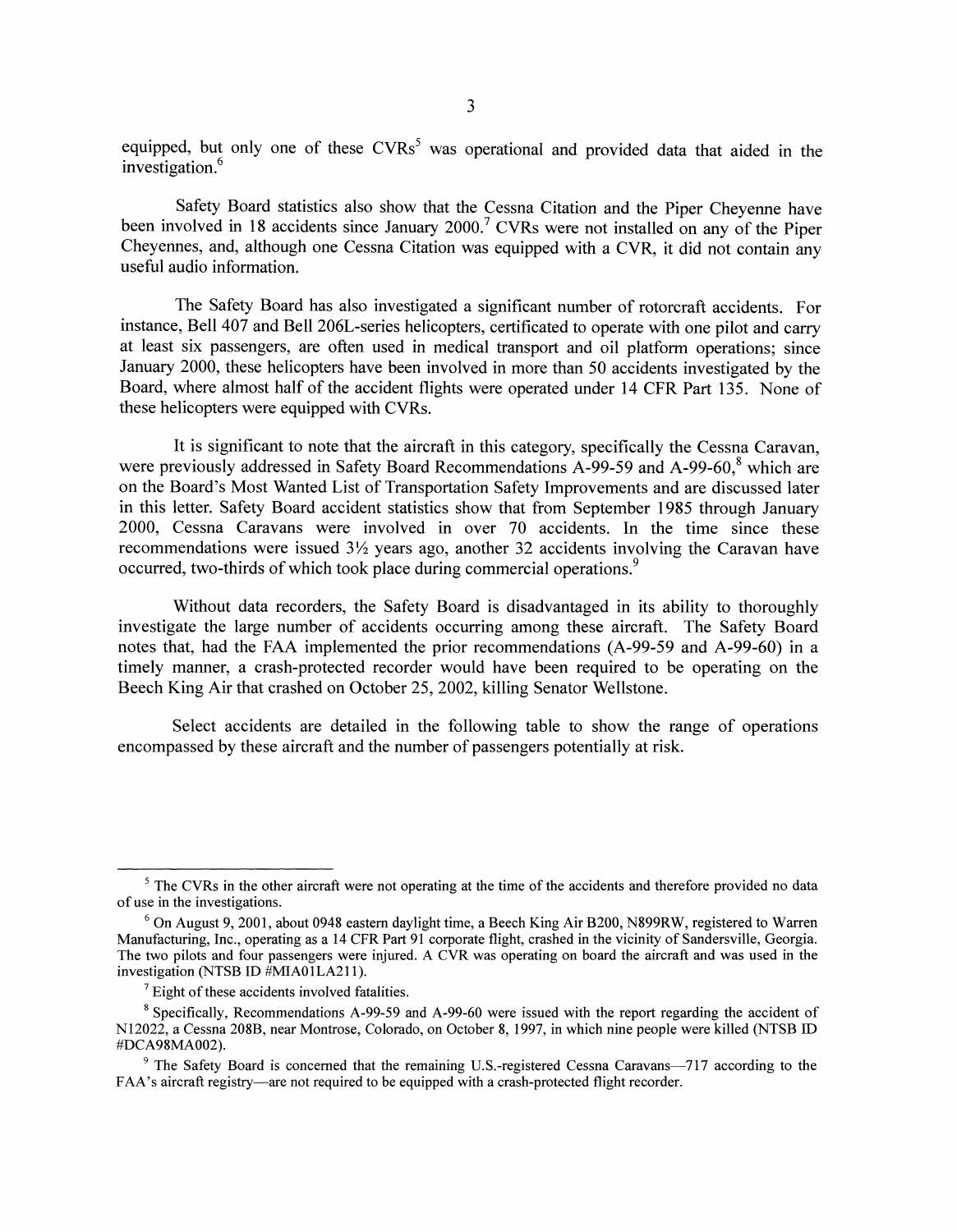equipped, but only one of these CVRs[5] was operational and provided data that aided in the investigation.[6]

Safety Board statistics also show that the Cessna Citation and the Piper Cheyenne have been involved in 18 accidents since January 2000.[7] CVRs were not installed on any of the Piper Cheyennes, and, although one Cessna Citation was equipped with a CVR, it did not contain any useful audio information.

The Safety Board has also investigated a significant number of rotorcraft accidents. For instance, Bell 407 and Bell 206L-series helicopters, certificated to operate with one pilot and carry at least six passengers, are often used in medical transport and oil platform operations; since January 2000, these helicopters have been involved in more than 50 accidents investigated by the Board, where almost half of the accident flights were operated under 14 CFR Part 135. None of these helicopters were equipped with CVRs.

It is significant to note that the aircraft in this category, specifically the Cessna Caravan, were previously addressed in Safety Board Recommendations A-99-59 and A-99-60,[8] which are on the Board's Most Wanted List of Transportation Safety Improvements and are discussed later in this letter. Safety Board accident statistics show that from September 1985 through January 2000, Cessna Caravans were involved in over 70 accidents. In the time since these recommendations were issued 3½ years ago, another 32 accidents involving the Caravan have occurred, two-thirds of which took place during commercial operations.[9]

Without data recorders, the Safety Board is disadvantaged in its ability to thoroughly investigate the large number of accidents occurring among these aircraft. The Safety Board notes that, had the FAA implemented the prior recommendations (A-99-59 and A-99-60) in a timely manner, a crash-protected recorder would have been required to be operating on the Beech King Air that crashed on October 25, 2002, killing Senator Wellstone.

Select accidents are detailed in the following table to show the range of operations encompassed by these aircraft and the number of passengers potentially at risk.

---

[5] The CVRs in the other aircraft were not operating at the time of the accidents and therefore provided no data of use in the investigations.

[6] On August 9, 2001, about 0948 eastern daylight time, a Beech King Air B200, N899RW, registered to Warren Manufacturing, Inc., operating as a 14 CFR Part 91 corporate flight, crashed in the vicinity of Sandersville, Georgia. The two pilots and four passengers were injured. A CVR was operating on board the aircraft and was used in the investigation (NTSB ID #MIA01LA211).

[7] Eight of these accidents involved fatalities.

[8] Specifically, Recommendations A-99-59 and A-99-60 were issued with the report regarding the accident of N12022, a Cessna 208B, near Montrose, Colorado, on October 8, 1997, in which nine people were killed (NTSB ID #DCA98MA002).

[9] The Safety Board is concerned that the remaining U.S.-registered Cessna Caravans—717 according to the FAA's aircraft registry—are not required to be equipped with a crash-protected flight recorder.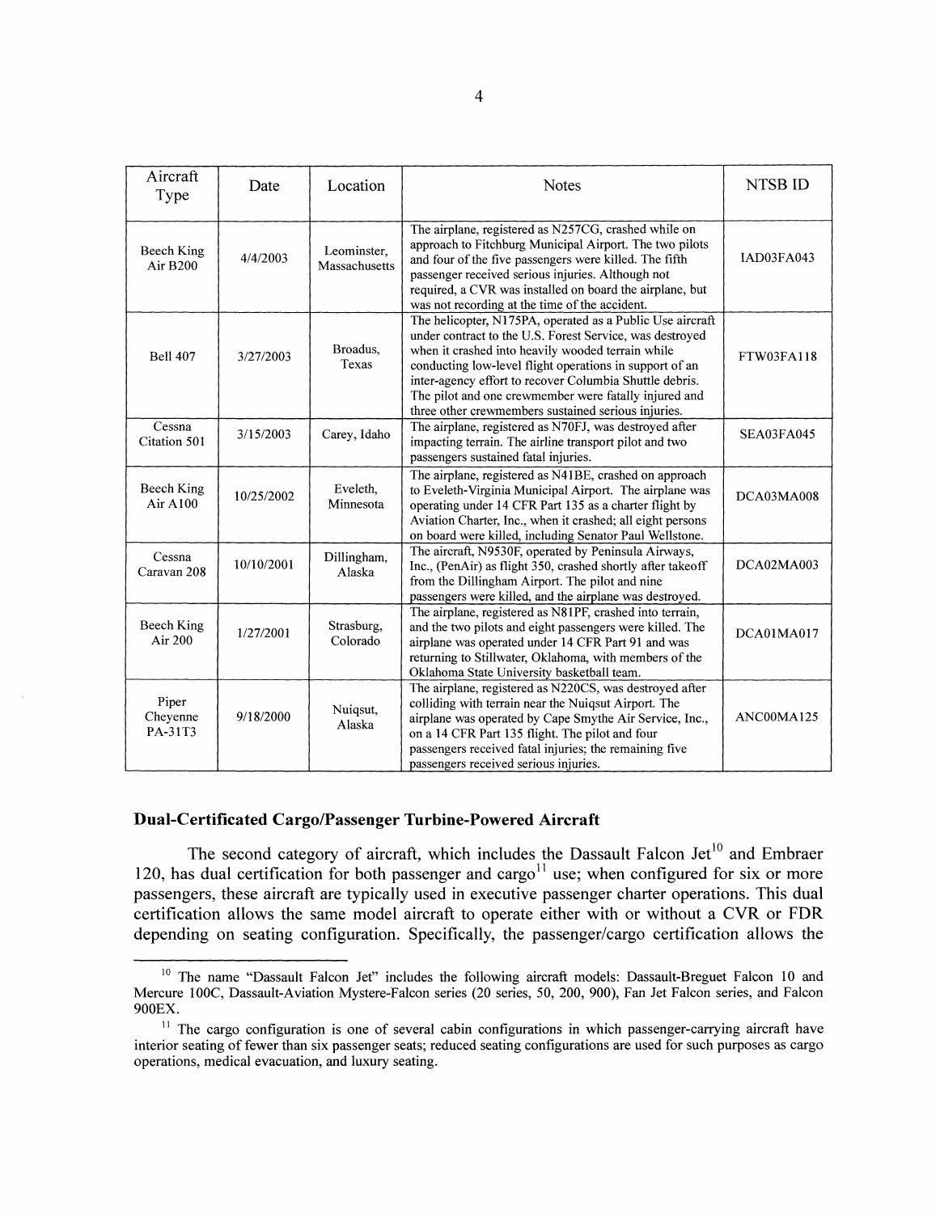| Aircraft Type | Date | Location | Notes | NTSB ID |
| --- | --- | --- | --- | --- |
| Beech King Air B200 | 4/4/2003 | Leominster, Massachusetts | The airplane, registered as N257CG, crashed while on approach to Fitchburg Municipal Airport. The two pilots and four of the five passengers were killed. The fifth passenger received serious injuries. Although not required, a CVR was installed on board the airplane, but was not recording at the time of the accident. | IAD03FA043 |
| Bell 407 | 3/27/2003 | Broadus, Texas | The helicopter, N175PA, operated as a Public Use aircraft under contract to the U.S. Forest Service, was destroyed when it crashed into heavily wooded terrain while conducting low-level flight operations in support of an inter-agency effort to recover Columbia Shuttle debris. The pilot and one crewmember were fatally injured and three other crewmembers sustained serious injuries. | FTW03FA118 |
| Cessna Citation 501 | 3/15/2003 | Carey, Idaho | The airplane, registered as N70FJ, was destroyed after impacting terrain. The airline transport pilot and two passengers sustained fatal injuries. | SEA03FA045 |
| Beech King Air A100 | 10/25/2002 | Eveleth, Minnesota | The airplane, registered as N41BE, crashed on approach to Eveleth-Virginia Municipal Airport. The airplane was operating under 14 CFR Part 135 as a charter flight by Aviation Charter, Inc., when it crashed; all eight persons on board were killed, including Senator Paul Wellstone. | DCA03MA008 |
| Cessna Caravan 208 | 10/10/2001 | Dillingham, Alaska | The aircraft, N9530F, operated by Peninsula Airways, Inc., (PenAir) as flight 350, crashed shortly after takeoff from the Dillingham Airport. The pilot and nine passengers were killed, and the airplane was destroyed. | DCA02MA003 |
| Beech King Air 200 | 1/27/2001 | Strasburg, Colorado | The airplane, registered as N81PF, crashed into terrain, and the two pilots and eight passengers were killed. The airplane was operated under 14 CFR Part 91 and was returning to Stillwater, Oklahoma, with members of the Oklahoma State University basketball team. | DCA01MA017 |
| Piper Cheyenne PA-31T3 | 9/18/2000 | Nuiqsut, Alaska | The airplane, registered as N220CS, was destroyed after colliding with terrain near the Nuiqsut Airport. The airplane was operated by Cape Smythe Air Service, Inc., on a 14 CFR Part 135 flight. The pilot and four passengers received fatal injuries; the remaining five passengers received serious injuries. | ANC00MA125 |

### Dual-Certificated Cargo/Passenger Turbine-Powered Aircraft

The second category of aircraft, which includes the Dassault Falcon Jet[10] and Embraer 120, has dual certification for both passenger and cargo[11] use; when configured for six or more passengers, these aircraft are typically used in executive passenger charter operations. This dual certification allows the same model aircraft to operate either with or without a CVR or FDR depending on seating configuration. Specifically, the passenger/cargo certification allows the

---

[10] The name "Dassault Falcon Jet" includes the following aircraft models: Dassault-Breguet Falcon 10 and Mercure 100C, Dassault-Aviation Mystere-Falcon series (20 series, 50, 200, 900), Fan Jet Falcon series, and Falcon 900EX.

[11] The cargo configuration is one of several cabin configurations in which passenger-carrying aircraft have interior seating of fewer than six passenger seats; reduced seating configurations are used for such purposes as cargo operations, medical evacuation, and luxury seating.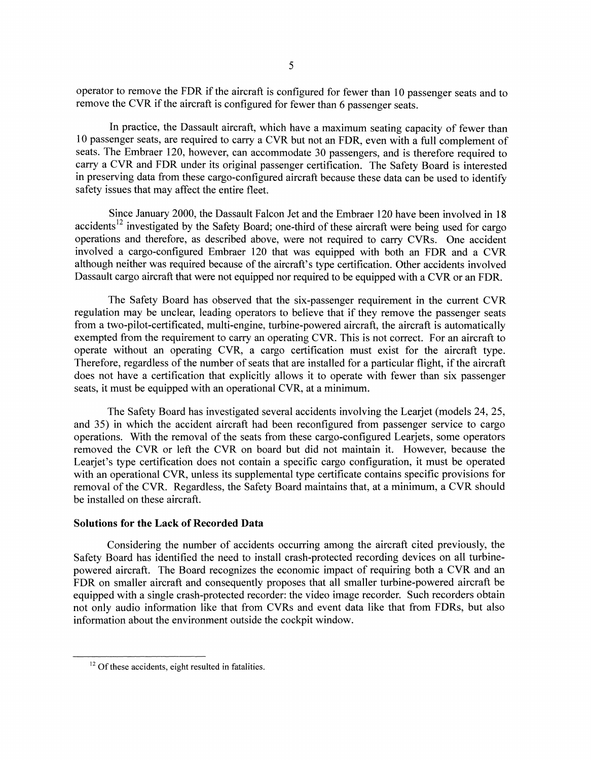operator to remove the FDR if the aircraft is configured for fewer than 10 passenger seats and to remove the CVR if the aircraft is configured for fewer than 6 passenger seats.

In practice, the Dassault aircraft, which have a maximum seating capacity of fewer than 10 passenger seats, are required to carry a CVR but not an FDR, even with a full complement of seats. The Embraer 120, however, can accommodate 30 passengers, and is therefore required to carry a CVR and FDR under its original passenger certification. The Safety Board is interested in preserving data from these cargo-configured aircraft because these data can be used to identify safety issues that may affect the entire fleet.

Since January 2000, the Dassault Falcon Jet and the Embraer 120 have been involved in 18 accidents[12] investigated by the Safety Board; one-third of these aircraft were being used for cargo operations and therefore, as described above, were not required to carry CVRs. One accident involved a cargo-configured Embraer 120 that was equipped with both an FDR and a CVR although neither was required because of the aircraft's type certification. Other accidents involved Dassault cargo aircraft that were not equipped nor required to be equipped with a CVR or an FDR.

The Safety Board has observed that the six-passenger requirement in the current CVR regulation may be unclear, leading operators to believe that if they remove the passenger seats from a two-pilot-certificated, multi-engine, turbine-powered aircraft, the aircraft is automatically exempted from the requirement to carry an operating CVR. This is not correct. For an aircraft to operate without an operating CVR, a cargo certification must exist for the aircraft type. Therefore, regardless of the number of seats that are installed for a particular flight, if the aircraft does not have a certification that explicitly allows it to operate with fewer than six passenger seats, it must be equipped with an operational CVR, at a minimum.

The Safety Board has investigated several accidents involving the Learjet (models 24, 25, and 35) in which the accident aircraft had been reconfigured from passenger service to cargo operations. With the removal of the seats from these cargo-configured Learjets, some operators removed the CVR or left the CVR on board but did not maintain it. However, because the Learjet's type certification does not contain a specific cargo configuration, it must be operated with an operational CVR, unless its supplemental type certificate contains specific provisions for removal of the CVR. Regardless, the Safety Board maintains that, at a minimum, a CVR should be installed on these aircraft.

**Solutions for the Lack of Recorded Data**

Considering the number of accidents occurring among the aircraft cited previously, the Safety Board has identified the need to install crash-protected recording devices on all turbine-powered aircraft. The Board recognizes the economic impact of requiring both a CVR and an FDR on smaller aircraft and consequently proposes that all smaller turbine-powered aircraft be equipped with a single crash-protected recorder: the video image recorder. Such recorders obtain not only audio information like that from CVRs and event data like that from FDRs, but also information about the environment outside the cockpit window.

---

[12] Of these accidents, eight resulted in fatalities.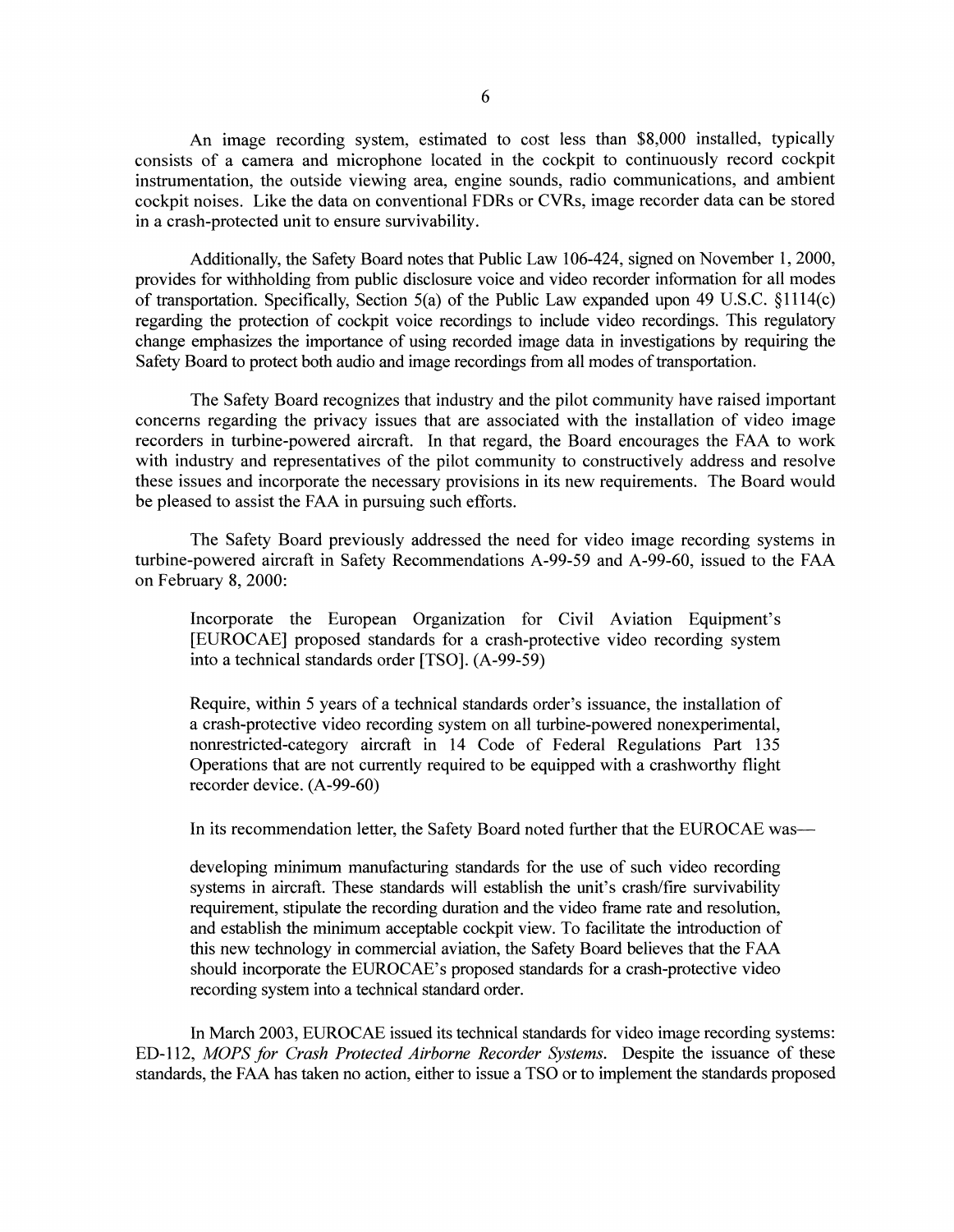An image recording system, estimated to cost less than $8,000 installed, typically consists of a camera and microphone located in the cockpit to continuously record cockpit instrumentation, the outside viewing area, engine sounds, radio communications, and ambient cockpit noises. Like the data on conventional FDRs or CVRs, image recorder data can be stored in a crash-protected unit to ensure survivability.

Additionally, the Safety Board notes that Public Law 106-424, signed on November 1, 2000, provides for withholding from public disclosure voice and video recorder information for all modes of transportation. Specifically, Section 5(a) of the Public Law expanded upon 49 U.S.C. §1114(c) regarding the protection of cockpit voice recordings to include video recordings. This regulatory change emphasizes the importance of using recorded image data in investigations by requiring the Safety Board to protect both audio and image recordings from all modes of transportation.

The Safety Board recognizes that industry and the pilot community have raised important concerns regarding the privacy issues that are associated with the installation of video image recorders in turbine-powered aircraft. In that regard, the Board encourages the FAA to work with industry and representatives of the pilot community to constructively address and resolve these issues and incorporate the necessary provisions in its new requirements. The Board would be pleased to assist the FAA in pursuing such efforts.

The Safety Board previously addressed the need for video image recording systems in turbine-powered aircraft in Safety Recommendations A-99-59 and A-99-60, issued to the FAA on February 8, 2000:

> Incorporate the European Organization for Civil Aviation Equipment's [EUROCAE] proposed standards for a crash-protective video recording system into a technical standards order [TSO]. (A-99-59)
>
> Require, within 5 years of a technical standards order's issuance, the installation of a crash-protective video recording system on all turbine-powered nonexperimental, nonrestricted-category aircraft in 14 Code of Federal Regulations Part 135 Operations that are not currently required to be equipped with a crashworthy flight recorder device. (A-99-60)

In its recommendation letter, the Safety Board noted further that the EUROCAE was—

> developing minimum manufacturing standards for the use of such video recording systems in aircraft. These standards will establish the unit's crash/fire survivability requirement, stipulate the recording duration and the video frame rate and resolution, and establish the minimum acceptable cockpit view. To facilitate the introduction of this new technology in commercial aviation, the Safety Board believes that the FAA should incorporate the EUROCAE's proposed standards for a crash-protective video recording system into a technical standard order.

In March 2003, EUROCAE issued its technical standards for video image recording systems: ED-112, *MOPS for Crash Protected Airborne Recorder Systems*. Despite the issuance of these standards, the FAA has taken no action, either to issue a TSO or to implement the standards proposed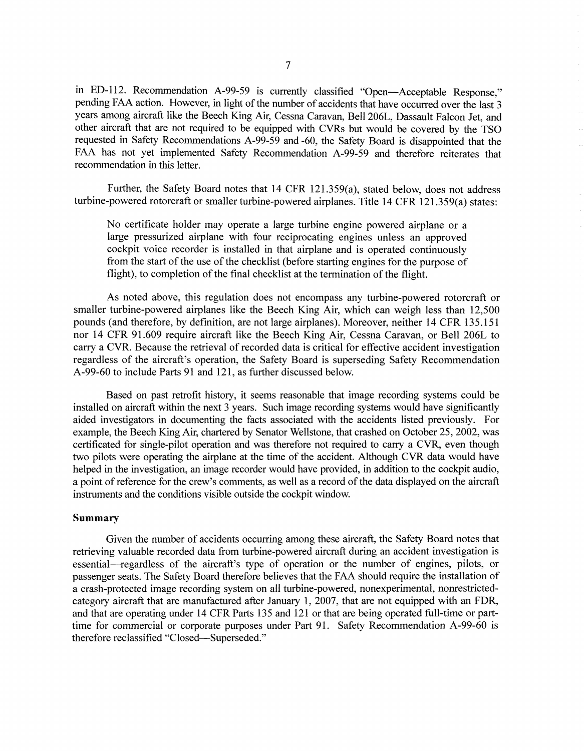in ED-112. Recommendation A-99-59 is currently classified "Open—Acceptable Response," pending FAA action. However, in light of the number of accidents that have occurred over the last 3 years among aircraft like the Beech King Air, Cessna Caravan, Bell 206L, Dassault Falcon Jet, and other aircraft that are not required to be equipped with CVRs but would be covered by the TSO requested in Safety Recommendations A-99-59 and -60, the Safety Board is disappointed that the FAA has not yet implemented Safety Recommendation A-99-59 and therefore reiterates that recommendation in this letter.

Further, the Safety Board notes that 14 CFR 121.359(a), stated below, does not address turbine-powered rotorcraft or smaller turbine-powered airplanes. Title 14 CFR 121.359(a) states:

> No certificate holder may operate a large turbine engine powered airplane or a large pressurized airplane with four reciprocating engines unless an approved cockpit voice recorder is installed in that airplane and is operated continuously from the start of the use of the checklist (before starting engines for the purpose of flight), to completion of the final checklist at the termination of the flight.

As noted above, this regulation does not encompass any turbine-powered rotorcraft or smaller turbine-powered airplanes like the Beech King Air, which can weigh less than 12,500 pounds (and therefore, by definition, are not large airplanes). Moreover, neither 14 CFR 135.151 nor 14 CFR 91.609 require aircraft like the Beech King Air, Cessna Caravan, or Bell 206L to carry a CVR. Because the retrieval of recorded data is critical for effective accident investigation regardless of the aircraft's operation, the Safety Board is superseding Safety Recommendation A-99-60 to include Parts 91 and 121, as further discussed below.

Based on past retrofit history, it seems reasonable that image recording systems could be installed on aircraft within the next 3 years. Such image recording systems would have significantly aided investigators in documenting the facts associated with the accidents listed previously. For example, the Beech King Air, chartered by Senator Wellstone, that crashed on October 25, 2002, was certificated for single-pilot operation and was therefore not required to carry a CVR, even though two pilots were operating the airplane at the time of the accident. Although CVR data would have helped in the investigation, an image recorder would have provided, in addition to the cockpit audio, a point of reference for the crew's comments, as well as a record of the data displayed on the aircraft instruments and the conditions visible outside the cockpit window.

### Summary

Given the number of accidents occurring among these aircraft, the Safety Board notes that retrieving valuable recorded data from turbine-powered aircraft during an accident investigation is essential—regardless of the aircraft's type of operation or the number of engines, pilots, or passenger seats. The Safety Board therefore believes that the FAA should require the installation of a crash-protected image recording system on all turbine-powered, nonexperimental, nonrestricted-category aircraft that are manufactured after January 1, 2007, that are not equipped with an FDR, and that are operating under 14 CFR Parts 135 and 121 or that are being operated full-time or part-time for commercial or corporate purposes under Part 91. Safety Recommendation A-99-60 is therefore reclassified "Closed—Superseded."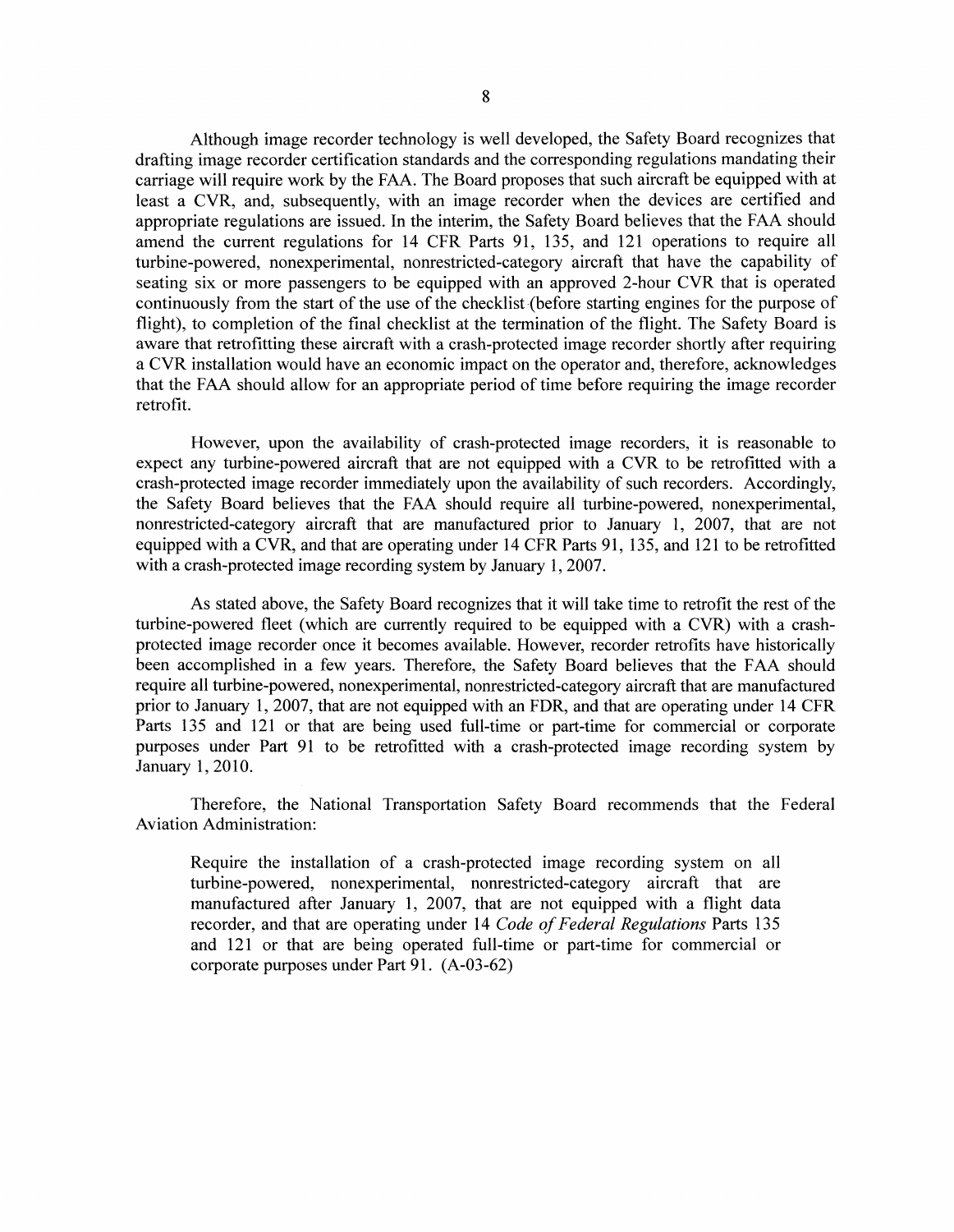Although image recorder technology is well developed, the Safety Board recognizes that drafting image recorder certification standards and the corresponding regulations mandating their carriage will require work by the FAA. The Board proposes that such aircraft be equipped with at least a CVR, and, subsequently, with an image recorder when the devices are certified and appropriate regulations are issued. In the interim, the Safety Board believes that the FAA should amend the current regulations for 14 CFR Parts 91, 135, and 121 operations to require all turbine-powered, nonexperimental, nonrestricted-category aircraft that have the capability of seating six or more passengers to be equipped with an approved 2-hour CVR that is operated continuously from the start of the use of the checklist (before starting engines for the purpose of flight), to completion of the final checklist at the termination of the flight. The Safety Board is aware that retrofitting these aircraft with a crash-protected image recorder shortly after requiring a CVR installation would have an economic impact on the operator and, therefore, acknowledges that the FAA should allow for an appropriate period of time before requiring the image recorder retrofit.

However, upon the availability of crash-protected image recorders, it is reasonable to expect any turbine-powered aircraft that are not equipped with a CVR to be retrofitted with a crash-protected image recorder immediately upon the availability of such recorders. Accordingly, the Safety Board believes that the FAA should require all turbine-powered, nonexperimental, nonrestricted-category aircraft that are manufactured prior to January 1, 2007, that are not equipped with a CVR, and that are operating under 14 CFR Parts 91, 135, and 121 to be retrofitted with a crash-protected image recording system by January 1, 2007.

As stated above, the Safety Board recognizes that it will take time to retrofit the rest of the turbine-powered fleet (which are currently required to be equipped with a CVR) with a crash-protected image recorder once it becomes available. However, recorder retrofits have historically been accomplished in a few years. Therefore, the Safety Board believes that the FAA should require all turbine-powered, nonexperimental, nonrestricted-category aircraft that are manufactured prior to January 1, 2007, that are not equipped with an FDR, and that are operating under 14 CFR Parts 135 and 121 or that are being used full-time or part-time for commercial or corporate purposes under Part 91 to be retrofitted with a crash-protected image recording system by January 1, 2010.

Therefore, the National Transportation Safety Board recommends that the Federal Aviation Administration:

> Require the installation of a crash-protected image recording system on all turbine-powered, nonexperimental, nonrestricted-category aircraft that are manufactured after January 1, 2007, that are not equipped with a flight data recorder, and that are operating under 14 *Code of Federal Regulations* Parts 135 and 121 or that are being operated full-time or part-time for commercial or corporate purposes under Part 91. (A-03-62)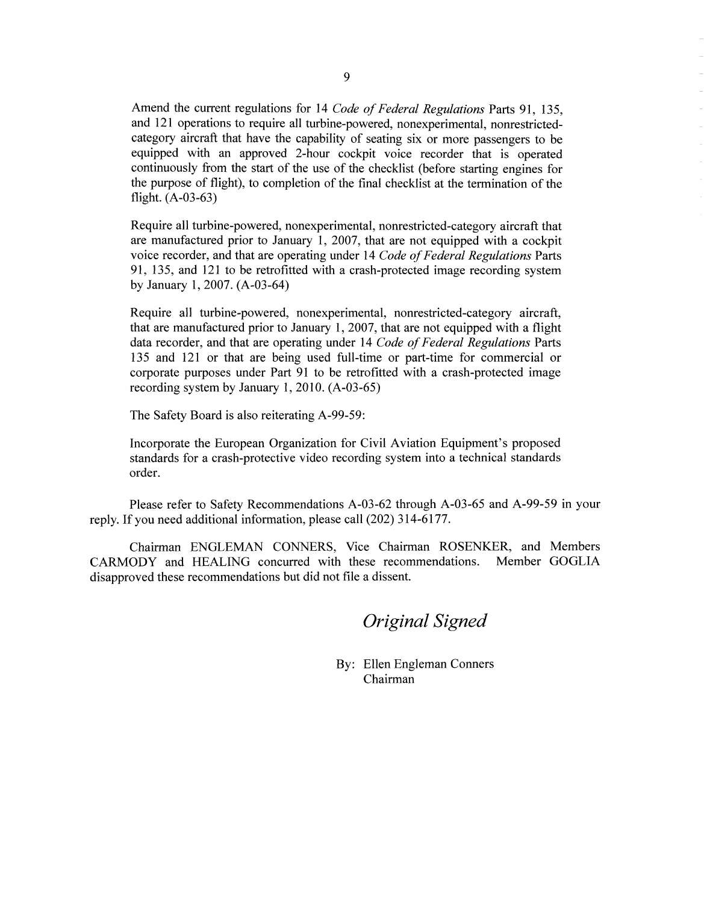Amend the current regulations for 14 *Code of Federal Regulations* Parts 91, 135, and 121 operations to require all turbine-powered, nonexperimental, nonrestricted-category aircraft that have the capability of seating six or more passengers to be equipped with an approved 2-hour cockpit voice recorder that is operated continuously from the start of the use of the checklist (before starting engines for the purpose of flight), to completion of the final checklist at the termination of the flight. (A-03-63)

Require all turbine-powered, nonexperimental, nonrestricted-category aircraft that are manufactured prior to January 1, 2007, that are not equipped with a cockpit voice recorder, and that are operating under 14 *Code of Federal Regulations* Parts 91, 135, and 121 to be retrofitted with a crash-protected image recording system by January 1, 2007. (A-03-64)

Require all turbine-powered, nonexperimental, nonrestricted-category aircraft, that are manufactured prior to January 1, 2007, that are not equipped with a flight data recorder, and that are operating under 14 *Code of Federal Regulations* Parts 135 and 121 or that are being used full-time or part-time for commercial or corporate purposes under Part 91 to be retrofitted with a crash-protected image recording system by January 1, 2010. (A-03-65)

The Safety Board is also reiterating A-99-59:

Incorporate the European Organization for Civil Aviation Equipment's proposed standards for a crash-protective video recording system into a technical standards order.

Please refer to Safety Recommendations A-03-62 through A-03-65 and A-99-59 in your reply. If you need additional information, please call (202) 314-6177.

Chairman ENGLEMAN CONNERS, Vice Chairman ROSENKER, and Members CARMODY and HEALING concurred with these recommendations. Member GOGLIA disapproved these recommendations but did not file a dissent.

*Original Signed*

By: Ellen Engleman Conners
Chairman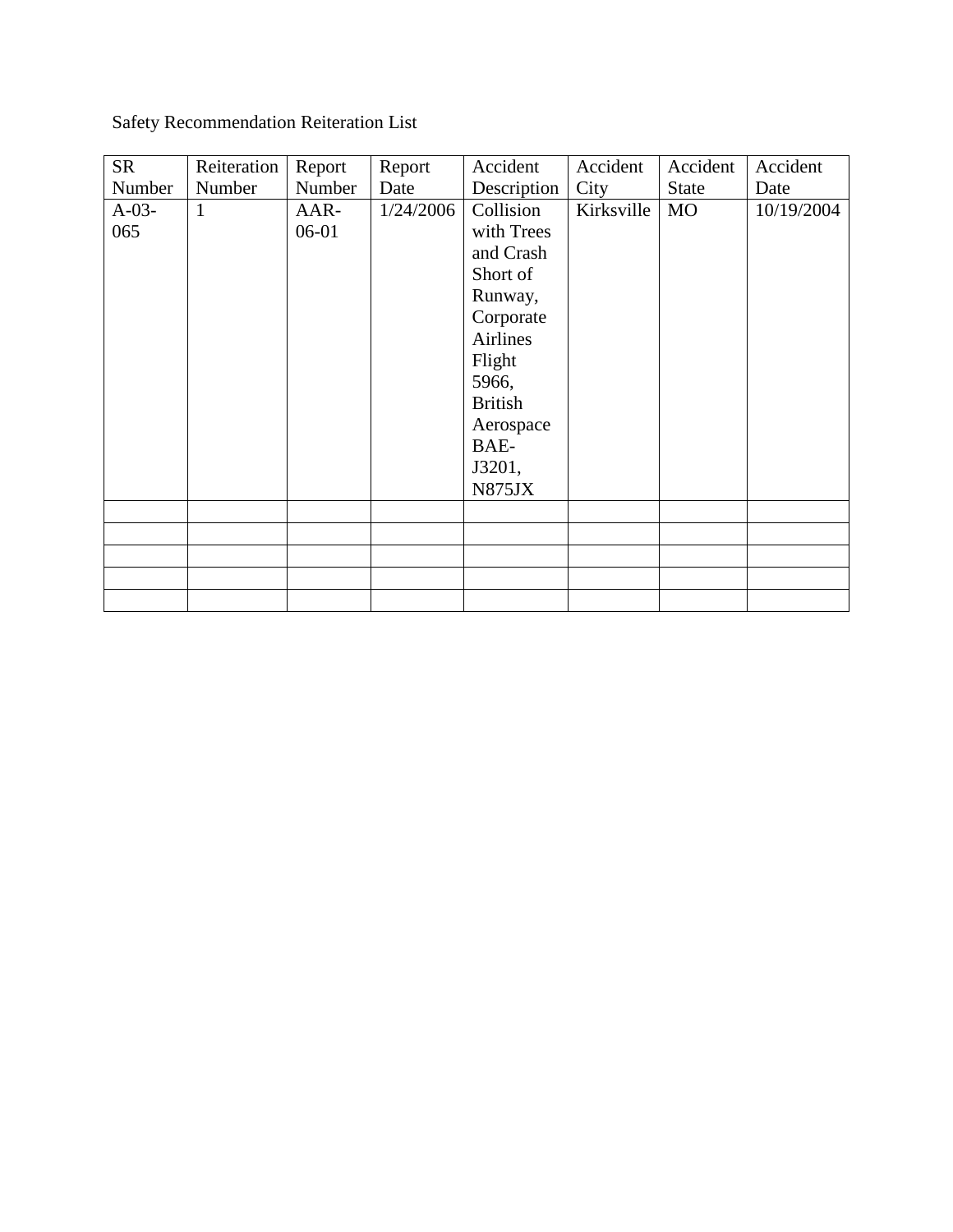Safety Recommendation Reiteration List

| SR Number | Reiteration Number | Report Number | Report Date | Accident Description | Accident City | Accident State | Accident Date |
|---|---|---|---|---|---|---|---|
| A-03-065 | 1 | AAR-06-01 | 1/24/2006 | Collision with Trees and Crash Short of Runway, Corporate Airlines Flight 5966, British Aerospace BAE-J3201, N875JX | Kirksville | MO | 10/19/2004 |
| | | | | | | | |
| | | | | | | | |
| | | | | | | | |
| | | | | | | | |
| | | | | | | | |